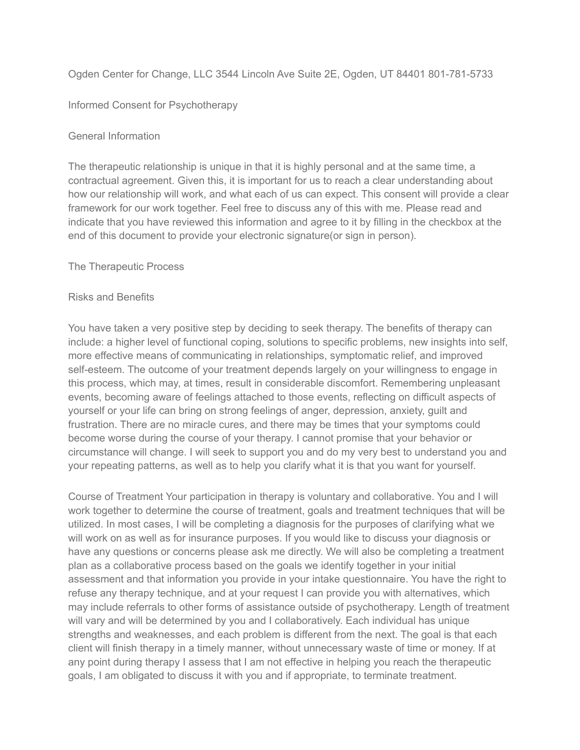Ogden Center for Change, LLC 3544 Lincoln Ave Suite 2E, Ogden, UT 84401 801-781-5733

# Informed Consent for Psychotherapy

## General Information

The therapeutic relationship is unique in that it is highly personal and at the same time, a contractual agreement. Given this, it is important for us to reach a clear understanding about how our relationship will work, and what each of us can expect. This consent will provide a clear framework for our work together. Feel free to discuss any of this with me. Please read and indicate that you have reviewed this information and agree to it by filling in the checkbox at the end of this document to provide your electronic signature(or sign in person).

## The Therapeutic Process

### Risks and Benefits

You have taken a very positive step by deciding to seek therapy. The benefits of therapy can include: a higher level of functional coping, solutions to specific problems, new insights into self, more effective means of communicating in relationships, symptomatic relief, and improved self-esteem. The outcome of your treatment depends largely on your willingness to engage in this process, which may, at times, result in considerable discomfort. Remembering unpleasant events, becoming aware of feelings attached to those events, reflecting on difficult aspects of yourself or your life can bring on strong feelings of anger, depression, anxiety, guilt and frustration. There are no miracle cures, and there may be times that your symptoms could become worse during the course of your therapy. I cannot promise that your behavior or circumstance will change. I will seek to support you and do my very best to understand you and your repeating patterns, as well as to help you clarify what it is that you want for yourself.

Course of Treatment Your participation in therapy is voluntary and collaborative. You and I will work together to determine the course of treatment, goals and treatment techniques that will be utilized. In most cases, I will be completing a diagnosis for the purposes of clarifying what we will work on as well as for insurance purposes. If you would like to discuss your diagnosis or have any questions or concerns please ask me directly. We will also be completing a treatment plan as a collaborative process based on the goals we identify together in your initial assessment and that information you provide in your intake questionnaire. You have the right to refuse any therapy technique, and at your request I can provide you with alternatives, which may include referrals to other forms of assistance outside of psychotherapy. Length of treatment will vary and will be determined by you and I collaboratively. Each individual has unique strengths and weaknesses, and each problem is different from the next. The goal is that each client will finish therapy in a timely manner, without unnecessary waste of time or money. If at any point during therapy I assess that I am not effective in helping you reach the therapeutic goals, I am obligated to discuss it with you and if appropriate, to terminate treatment.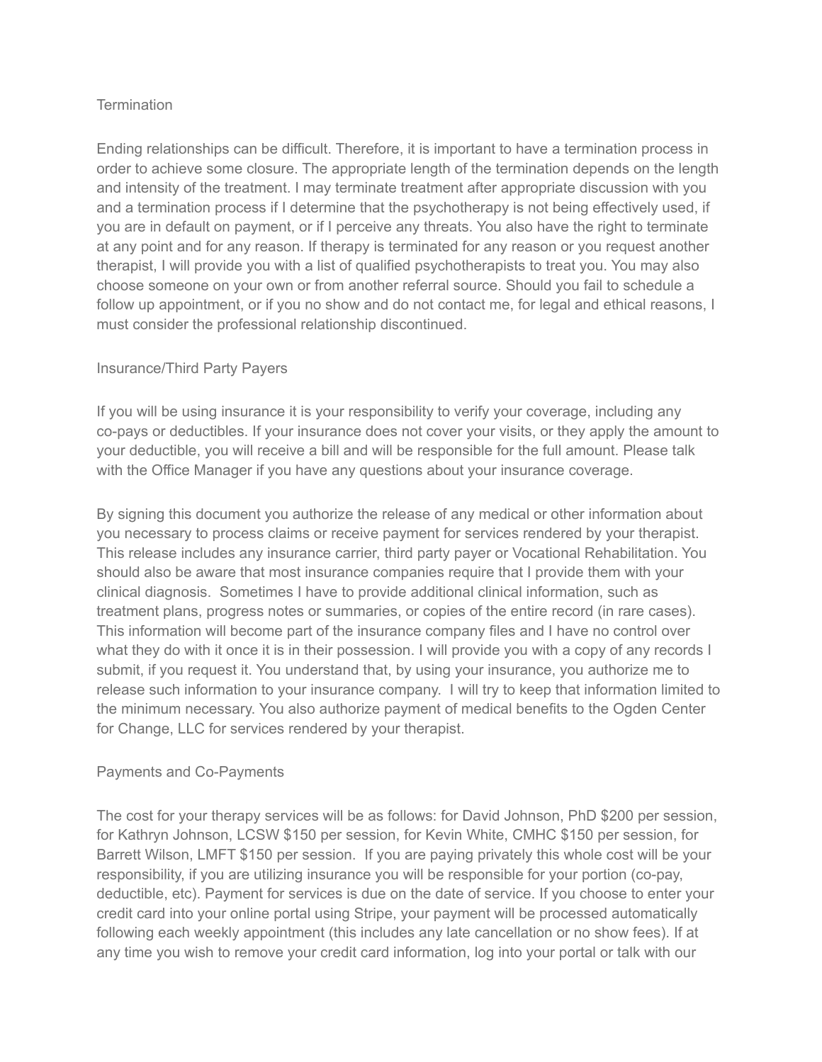## Termination

Ending relationships can be difficult. Therefore, it is important to have a termination process in order to achieve some closure. The appropriate length of the termination depends on the length and intensity of the treatment. I may terminate treatment after appropriate discussion with you and a termination process if I determine that the psychotherapy is not being effectively used, if you are in default on payment, or if I perceive any threats. You also have the right to terminate at any point and for any reason. If therapy is terminated for any reason or you request another therapist, I will provide you with a list of qualified psychotherapists to treat you. You may also choose someone on your own or from another referral source. Should you fail to schedule a follow up appointment, or if you no show and do not contact me, for legal and ethical reasons, I must consider the professional relationship discontinued.

## Insurance/Third Party Payers

If you will be using insurance it is your responsibility to verify your coverage, including any co-pays or deductibles. If your insurance does not cover your visits, or they apply the amount to your deductible, you will receive a bill and will be responsible for the full amount. Please talk with the Office Manager if you have any questions about your insurance coverage.

By signing this document you authorize the release of any medical or other information about you necessary to process claims or receive payment for services rendered by your therapist. This release includes any insurance carrier, third party payer or Vocational Rehabilitation. You should also be aware that most insurance companies require that I provide them with your clinical diagnosis. Sometimes I have to provide additional clinical information, such as treatment plans, progress notes or summaries, or copies of the entire record (in rare cases). This information will become part of the insurance company files and I have no control over what they do with it once it is in their possession. I will provide you with a copy of any records I submit, if you request it. You understand that, by using your insurance, you authorize me to release such information to your insurance company. I will try to keep that information limited to the minimum necessary. You also authorize payment of medical benefits to the Ogden Center for Change, LLC for services rendered by your therapist.

## Payments and Co-Payments

The cost for your therapy services will be as follows: for David Johnson, PhD $200 per session, for Kathryn Johnson, LCSW $150 per session, for Kevin White, CMHC $150 per session, for Barrett Wilson, LMFT $150 per session. If you are paying privately this whole cost will be your responsibility, if you are utilizing insurance you will be responsible for your portion (co-pay, deductible, etc). Payment for services is due on the date of service. If you choose to enter your credit card into your online portal using Stripe, your payment will be processed automatically following each weekly appointment (this includes any late cancellation or no show fees). If at any time you wish to remove your credit card information, log into your portal or talk with our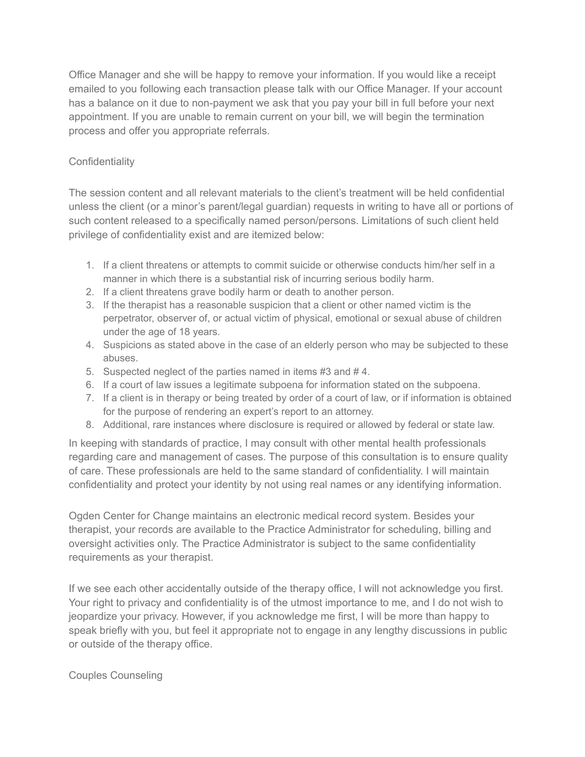Office Manager and she will be happy to remove your information. If you would like a receipt emailed to you following each transaction please talk with our Office Manager. If your account has a balance on it due to non-payment we ask that you pay your bill in full before your next appointment. If you are unable to remain current on your bill, we will begin the termination process and offer you appropriate referrals.

## Confidentiality

The session content and all relevant materials to the client's treatment will be held confidential unless the client (or a minor's parent/legal guardian) requests in writing to have all or portions of such content released to a specifically named person/persons. Limitations of such client held privilege of confidentiality exist and are itemized below:

1. If a client threatens or attempts to commit suicide or otherwise conducts him/her self in a manner in which there is a substantial risk of incurring serious bodily harm.
2. If a client threatens grave bodily harm or death to another person.
3. If the therapist has a reasonable suspicion that a client or other named victim is the perpetrator, observer of, or actual victim of physical, emotional or sexual abuse of children under the age of 18 years.
4. Suspicions as stated above in the case of an elderly person who may be subjected to these abuses.
5. Suspected neglect of the parties named in items #3 and # 4.
6. If a court of law issues a legitimate subpoena for information stated on the subpoena.
7. If a client is in therapy or being treated by order of a court of law, or if information is obtained for the purpose of rendering an expert's report to an attorney.
8. Additional, rare instances where disclosure is required or allowed by federal or state law.

In keeping with standards of practice, I may consult with other mental health professionals regarding care and management of cases. The purpose of this consultation is to ensure quality of care. These professionals are held to the same standard of confidentiality. I will maintain confidentiality and protect your identity by not using real names or any identifying information.

Ogden Center for Change maintains an electronic medical record system. Besides your therapist, your records are available to the Practice Administrator for scheduling, billing and oversight activities only. The Practice Administrator is subject to the same confidentiality requirements as your therapist.

If we see each other accidentally outside of the therapy office, I will not acknowledge you first. Your right to privacy and confidentiality is of the utmost importance to me, and I do not wish to jeopardize your privacy. However, if you acknowledge me first, I will be more than happy to speak briefly with you, but feel it appropriate not to engage in any lengthy discussions in public or outside of the therapy office.

## Couples Counseling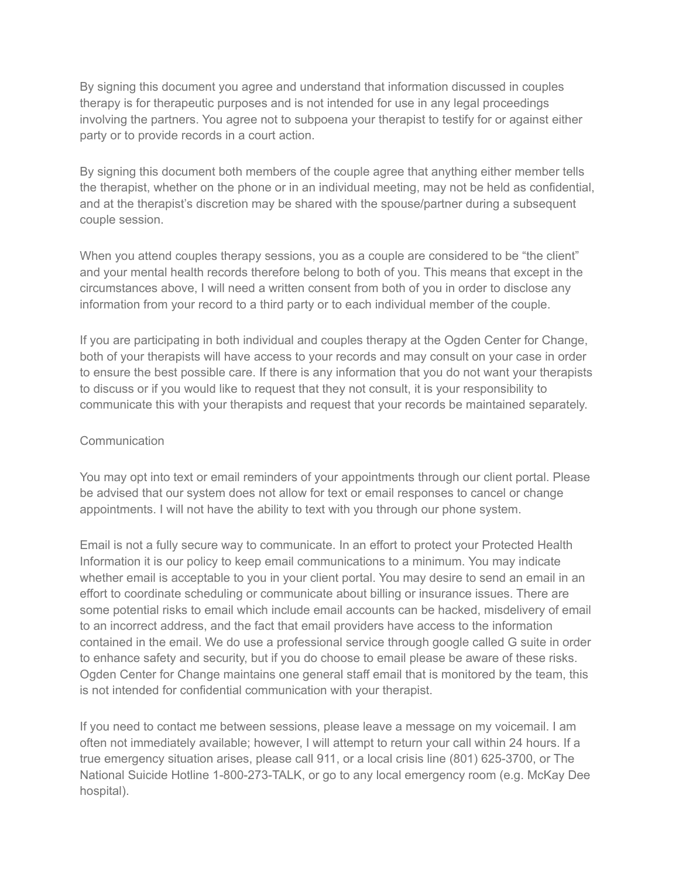By signing this document you agree and understand that information discussed in couples therapy is for therapeutic purposes and is not intended for use in any legal proceedings involving the partners. You agree not to subpoena your therapist to testify for or against either party or to provide records in a court action.

By signing this document both members of the couple agree that anything either member tells the therapist, whether on the phone or in an individual meeting, may not be held as confidential, and at the therapist's discretion may be shared with the spouse/partner during a subsequent couple session.

When you attend couples therapy sessions, you as a couple are considered to be "the client" and your mental health records therefore belong to both of you. This means that except in the circumstances above, I will need a written consent from both of you in order to disclose any information from your record to a third party or to each individual member of the couple.

If you are participating in both individual and couples therapy at the Ogden Center for Change, both of your therapists will have access to your records and may consult on your case in order to ensure the best possible care. If there is any information that you do not want your therapists to discuss or if you would like to request that they not consult, it is your responsibility to communicate this with your therapists and request that your records be maintained separately.

## Communication

You may opt into text or email reminders of your appointments through our client portal. Please be advised that our system does not allow for text or email responses to cancel or change appointments. I will not have the ability to text with you through our phone system.

Email is not a fully secure way to communicate. In an effort to protect your Protected Health Information it is our policy to keep email communications to a minimum. You may indicate whether email is acceptable to you in your client portal. You may desire to send an email in an effort to coordinate scheduling or communicate about billing or insurance issues. There are some potential risks to email which include email accounts can be hacked, misdelivery of email to an incorrect address, and the fact that email providers have access to the information contained in the email. We do use a professional service through google called G suite in order to enhance safety and security, but if you do choose to email please be aware of these risks. Ogden Center for Change maintains one general staff email that is monitored by the team, this is not intended for confidential communication with your therapist.

If you need to contact me between sessions, please leave a message on my voicemail. I am often not immediately available; however, I will attempt to return your call within 24 hours. If a true emergency situation arises, please call 911, or a local crisis line (801) 625-3700, or The National Suicide Hotline 1-800-273-TALK, or go to any local emergency room (e.g. McKay Dee hospital).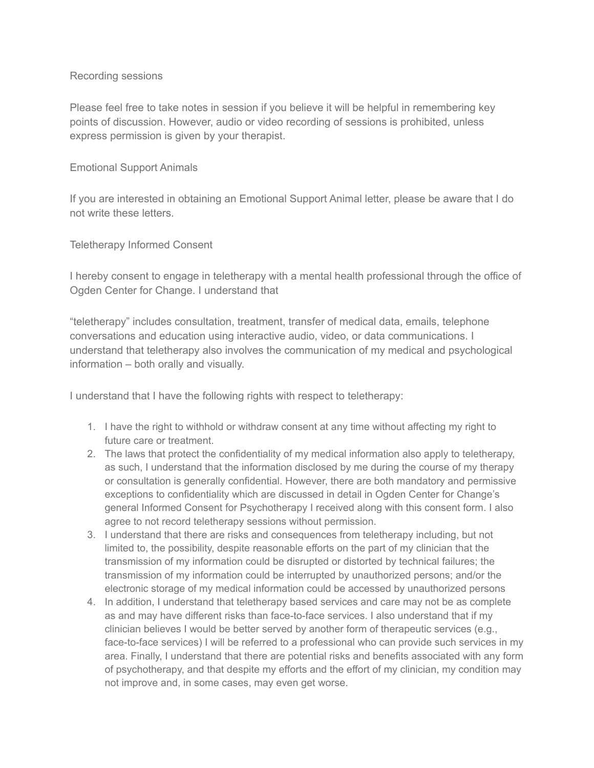## Recording sessions

Please feel free to take notes in session if you believe it will be helpful in remembering key points of discussion. However, audio or video recording of sessions is prohibited, unless express permission is given by your therapist.

## Emotional Support Animals

If you are interested in obtaining an Emotional Support Animal letter, please be aware that I do not write these letters.

## Teletherapy Informed Consent

I hereby consent to engage in teletherapy with a mental health professional through the office of Ogden Center for Change. I understand that

"teletherapy" includes consultation, treatment, transfer of medical data, emails, telephone conversations and education using interactive audio, video, or data communications. I understand that teletherapy also involves the communication of my medical and psychological information – both orally and visually.

I understand that I have the following rights with respect to teletherapy:

1. I have the right to withhold or withdraw consent at any time without affecting my right to future care or treatment.
2. The laws that protect the confidentiality of my medical information also apply to teletherapy, as such, I understand that the information disclosed by me during the course of my therapy or consultation is generally confidential. However, there are both mandatory and permissive exceptions to confidentiality which are discussed in detail in Ogden Center for Change's general Informed Consent for Psychotherapy I received along with this consent form. I also agree to not record teletherapy sessions without permission.
3. I understand that there are risks and consequences from teletherapy including, but not limited to, the possibility, despite reasonable efforts on the part of my clinician that the transmission of my information could be disrupted or distorted by technical failures; the transmission of my information could be interrupted by unauthorized persons; and/or the electronic storage of my medical information could be accessed by unauthorized persons
4. In addition, I understand that teletherapy based services and care may not be as complete as and may have different risks than face-to-face services. I also understand that if my clinician believes I would be better served by another form of therapeutic services (e.g., face-to-face services) I will be referred to a professional who can provide such services in my area. Finally, I understand that there are potential risks and benefits associated with any form of psychotherapy, and that despite my efforts and the effort of my clinician, my condition may not improve and, in some cases, may even get worse.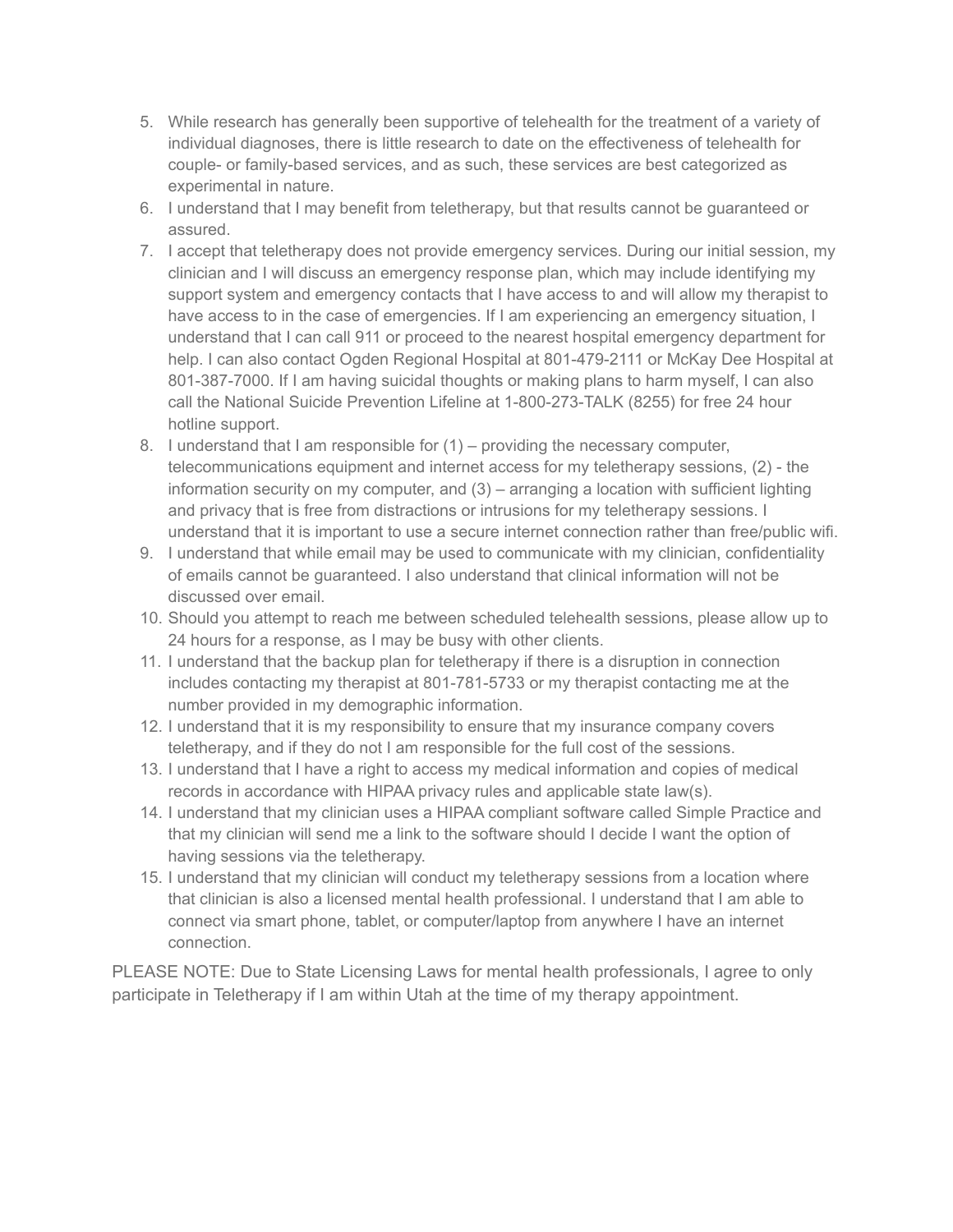5. While research has generally been supportive of telehealth for the treatment of a variety of individual diagnoses, there is little research to date on the effectiveness of telehealth for couple- or family-based services, and as such, these services are best categorized as experimental in nature.
6. I understand that I may benefit from teletherapy, but that results cannot be guaranteed or assured.
7. I accept that teletherapy does not provide emergency services. During our initial session, my clinician and I will discuss an emergency response plan, which may include identifying my support system and emergency contacts that I have access to and will allow my therapist to have access to in the case of emergencies. If I am experiencing an emergency situation, I understand that I can call 911 or proceed to the nearest hospital emergency department for help. I can also contact Ogden Regional Hospital at 801-479-2111 or McKay Dee Hospital at 801-387-7000. If I am having suicidal thoughts or making plans to harm myself, I can also call the National Suicide Prevention Lifeline at 1-800-273-TALK (8255) for free 24 hour hotline support.
8. I understand that I am responsible for (1) – providing the necessary computer, telecommunications equipment and internet access for my teletherapy sessions, (2) - the information security on my computer, and (3) – arranging a location with sufficient lighting and privacy that is free from distractions or intrusions for my teletherapy sessions. I understand that it is important to use a secure internet connection rather than free/public wifi.
9. I understand that while email may be used to communicate with my clinician, confidentiality of emails cannot be guaranteed. I also understand that clinical information will not be discussed over email.
10. Should you attempt to reach me between scheduled telehealth sessions, please allow up to 24 hours for a response, as I may be busy with other clients.
11. I understand that the backup plan for teletherapy if there is a disruption in connection includes contacting my therapist at 801-781-5733 or my therapist contacting me at the number provided in my demographic information.
12. I understand that it is my responsibility to ensure that my insurance company covers teletherapy, and if they do not I am responsible for the full cost of the sessions.
13. I understand that I have a right to access my medical information and copies of medical records in accordance with HIPAA privacy rules and applicable state law(s).
14. I understand that my clinician uses a HIPAA compliant software called Simple Practice and that my clinician will send me a link to the software should I decide I want the option of having sessions via the teletherapy.
15. I understand that my clinician will conduct my teletherapy sessions from a location where that clinician is also a licensed mental health professional. I understand that I am able to connect via smart phone, tablet, or computer/laptop from anywhere I have an internet connection.

PLEASE NOTE: Due to State Licensing Laws for mental health professionals, I agree to only participate in Teletherapy if I am within Utah at the time of my therapy appointment.